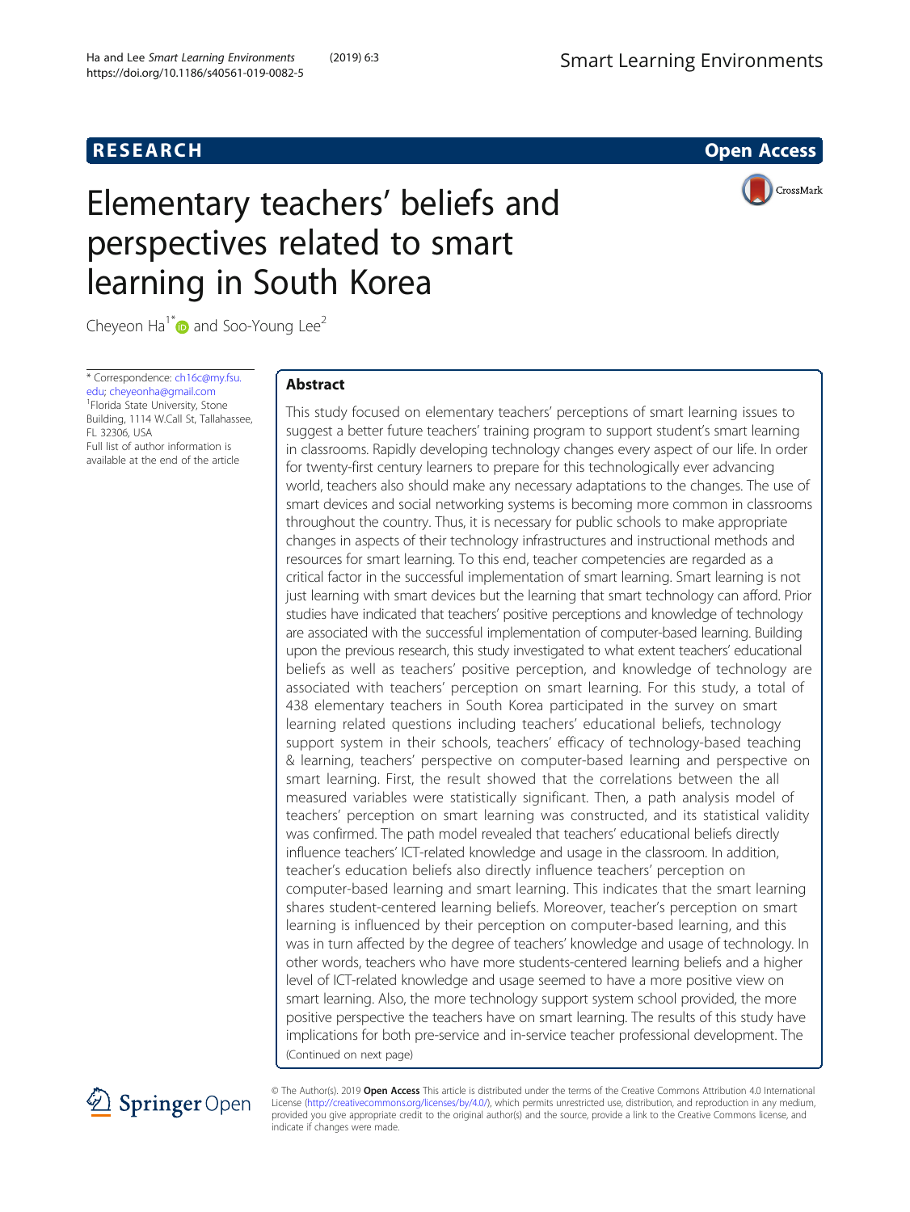RESEARCH

Open Access

# Elementary teachers' beliefs and perspectives related to smart learning in South Korea

Cheyeon Ha[1*] and Soo-Young Lee[2]

\* Correspondence: ch16c@my.fsu.edu; cheyeonha@gmail.com
[1]Florida State University, Stone Building, 1114 W.Call St, Tallahassee, FL 32306, USA
Full list of author information is available at the end of the article

## Abstract

This study focused on elementary teachers' perceptions of smart learning issues to suggest a better future teachers' training program to support student's smart learning in classrooms. Rapidly developing technology changes every aspect of our life. In order for twenty-first century learners to prepare for this technologically ever advancing world, teachers also should make any necessary adaptations to the changes. The use of smart devices and social networking systems is becoming more common in classrooms throughout the country. Thus, it is necessary for public schools to make appropriate changes in aspects of their technology infrastructures and instructional methods and resources for smart learning. To this end, teacher competencies are regarded as a critical factor in the successful implementation of smart learning. Smart learning is not just learning with smart devices but the learning that smart technology can afford. Prior studies have indicated that teachers' positive perceptions and knowledge of technology are associated with the successful implementation of computer-based learning. Building upon the previous research, this study investigated to what extent teachers' educational beliefs as well as teachers' positive perception, and knowledge of technology are associated with teachers' perception on smart learning. For this study, a total of 438 elementary teachers in South Korea participated in the survey on smart learning related questions including teachers' educational beliefs, technology support system in their schools, teachers' efficacy of technology-based teaching & learning, teachers' perspective on computer-based learning and perspective on smart learning. First, the result showed that the correlations between the all measured variables were statistically significant. Then, a path analysis model of teachers' perception on smart learning was constructed, and its statistical validity was confirmed. The path model revealed that teachers' educational beliefs directly influence teachers' ICT-related knowledge and usage in the classroom. In addition, teacher's education beliefs also directly influence teachers' perception on computer-based learning and smart learning. This indicates that the smart learning shares student-centered learning beliefs. Moreover, teacher's perception on smart learning is influenced by their perception on computer-based learning, and this was in turn affected by the degree of teachers' knowledge and usage of technology. In other words, teachers who have more students-centered learning beliefs and a higher level of ICT-related knowledge and usage seemed to have a more positive view on smart learning. Also, the more technology support system school provided, the more positive perspective the teachers have on smart learning. The results of this study have implications for both pre-service and in-service teacher professional development. The

(Continued on next page)

© The Author(s). 2019 **Open Access** This article is distributed under the terms of the Creative Commons Attribution 4.0 International License (http://creativecommons.org/licenses/by/4.0/), which permits unrestricted use, distribution, and reproduction in any medium, provided you give appropriate credit to the original author(s) and the source, provide a link to the Creative Commons license, and indicate if changes were made.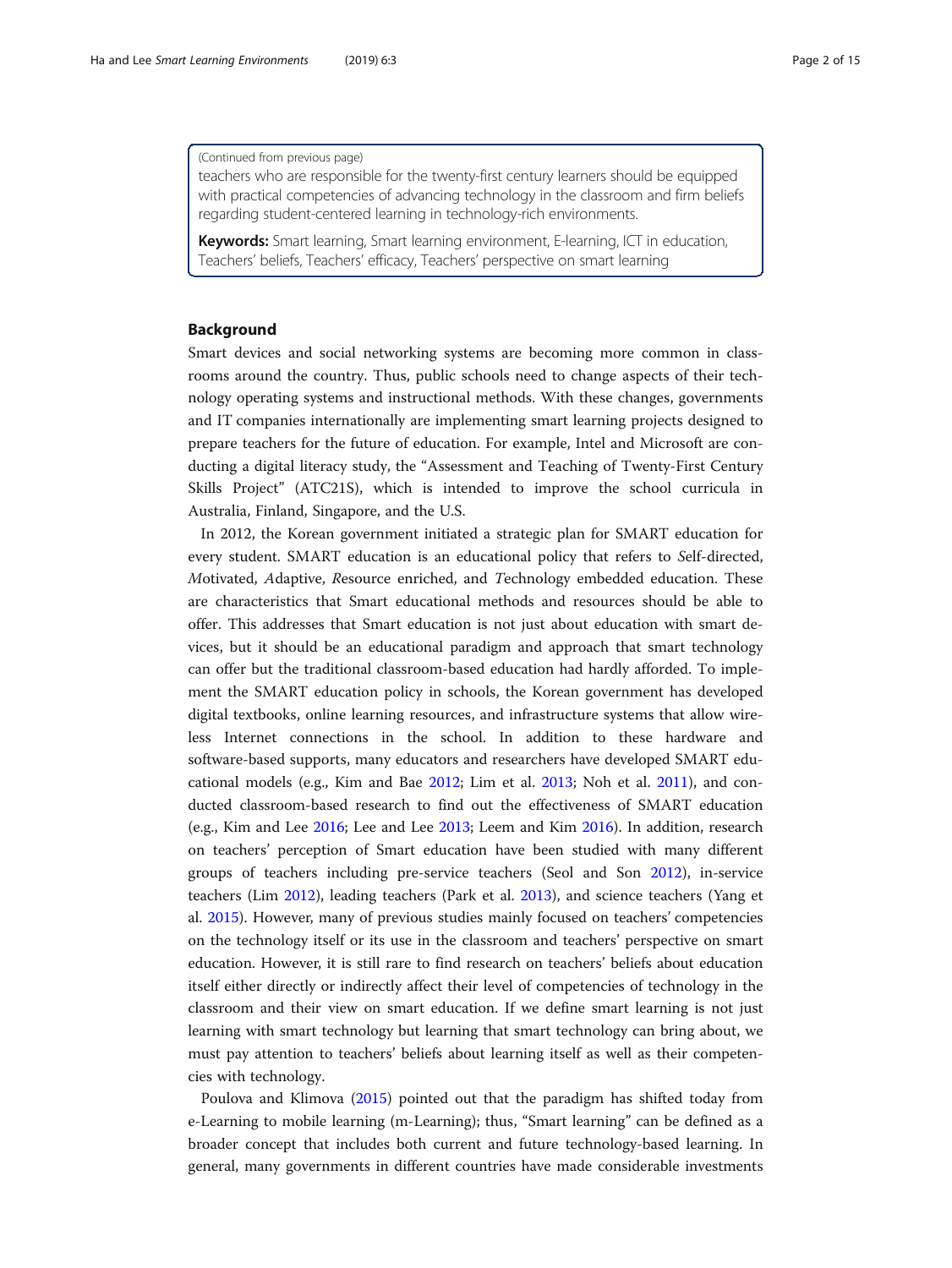(Continued from previous page)

teachers who are responsible for the twenty-first century learners should be equipped with practical competencies of advancing technology in the classroom and firm beliefs regarding student-centered learning in technology-rich environments.

**Keywords:** Smart learning, Smart learning environment, E-learning, ICT in education, Teachers' beliefs, Teachers' efficacy, Teachers' perspective on smart learning

## Background

Smart devices and social networking systems are becoming more common in classrooms around the country. Thus, public schools need to change aspects of their technology operating systems and instructional methods. With these changes, governments and IT companies internationally are implementing smart learning projects designed to prepare teachers for the future of education. For example, Intel and Microsoft are conducting a digital literacy study, the "Assessment and Teaching of Twenty-First Century Skills Project" (ATC21S), which is intended to improve the school curricula in Australia, Finland, Singapore, and the U.S.

In 2012, the Korean government initiated a strategic plan for SMART education for every student. SMART education is an educational policy that refers to *S*elf-directed, *M*otivated, *A*daptive, *R*esource enriched, and *T*echnology embedded education. These are characteristics that Smart educational methods and resources should be able to offer. This addresses that Smart education is not just about education with smart devices, but it should be an educational paradigm and approach that smart technology can offer but the traditional classroom-based education had hardly afforded. To implement the SMART education policy in schools, the Korean government has developed digital textbooks, online learning resources, and infrastructure systems that allow wireless Internet connections in the school. In addition to these hardware and software-based supports, many educators and researchers have developed SMART educational models (e.g., Kim and Bae 2012; Lim et al. 2013; Noh et al. 2011), and conducted classroom-based research to find out the effectiveness of SMART education (e.g., Kim and Lee 2016; Lee and Lee 2013; Leem and Kim 2016). In addition, research on teachers' perception of Smart education have been studied with many different groups of teachers including pre-service teachers (Seol and Son 2012), in-service teachers (Lim 2012), leading teachers (Park et al. 2013), and science teachers (Yang et al. 2015). However, many of previous studies mainly focused on teachers' competencies on the technology itself or its use in the classroom and teachers' perspective on smart education. However, it is still rare to find research on teachers' beliefs about education itself either directly or indirectly affect their level of competencies of technology in the classroom and their view on smart education. If we define smart learning is not just learning with smart technology but learning that smart technology can bring about, we must pay attention to teachers' beliefs about learning itself as well as their competencies with technology.

Poulova and Klimova (2015) pointed out that the paradigm has shifted today from e-Learning to mobile learning (m-Learning); thus, "Smart learning" can be defined as a broader concept that includes both current and future technology-based learning. In general, many governments in different countries have made considerable investments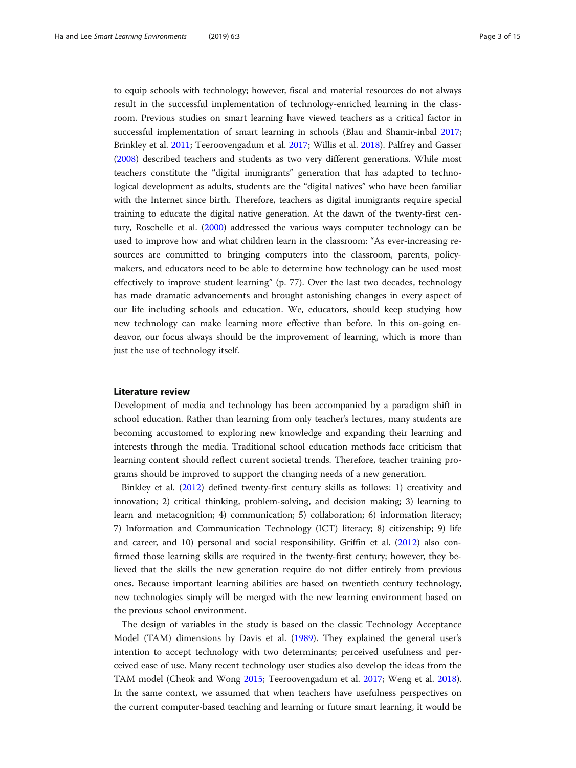to equip schools with technology; however, fiscal and material resources do not always result in the successful implementation of technology-enriched learning in the classroom. Previous studies on smart learning have viewed teachers as a critical factor in successful implementation of smart learning in schools (Blau and Shamir-inbal 2017; Brinkley et al. 2011; Teeroovengadum et al. 2017; Willis et al. 2018). Palfrey and Gasser (2008) described teachers and students as two very different generations. While most teachers constitute the "digital immigrants" generation that has adapted to technological development as adults, students are the "digital natives" who have been familiar with the Internet since birth. Therefore, teachers as digital immigrants require special training to educate the digital native generation. At the dawn of the twenty-first century, Roschelle et al. (2000) addressed the various ways computer technology can be used to improve how and what children learn in the classroom: "As ever-increasing resources are committed to bringing computers into the classroom, parents, policymakers, and educators need to be able to determine how technology can be used most effectively to improve student learning" (p. 77). Over the last two decades, technology has made dramatic advancements and brought astonishing changes in every aspect of our life including schools and education. We, educators, should keep studying how new technology can make learning more effective than before. In this on-going endeavor, our focus always should be the improvement of learning, which is more than just the use of technology itself.

## Literature review

Development of media and technology has been accompanied by a paradigm shift in school education. Rather than learning from only teacher's lectures, many students are becoming accustomed to exploring new knowledge and expanding their learning and interests through the media. Traditional school education methods face criticism that learning content should reflect current societal trends. Therefore, teacher training programs should be improved to support the changing needs of a new generation.

Binkley et al. (2012) defined twenty-first century skills as follows: 1) creativity and innovation; 2) critical thinking, problem-solving, and decision making; 3) learning to learn and metacognition; 4) communication; 5) collaboration; 6) information literacy; 7) Information and Communication Technology (ICT) literacy; 8) citizenship; 9) life and career, and 10) personal and social responsibility. Griffin et al. (2012) also confirmed those learning skills are required in the twenty-first century; however, they believed that the skills the new generation require do not differ entirely from previous ones. Because important learning abilities are based on twentieth century technology, new technologies simply will be merged with the new learning environment based on the previous school environment.

The design of variables in the study is based on the classic Technology Acceptance Model (TAM) dimensions by Davis et al. (1989). They explained the general user's intention to accept technology with two determinants; perceived usefulness and perceived ease of use. Many recent technology user studies also develop the ideas from the TAM model (Cheok and Wong 2015; Teeroovengadum et al. 2017; Weng et al. 2018). In the same context, we assumed that when teachers have usefulness perspectives on the current computer-based teaching and learning or future smart learning, it would be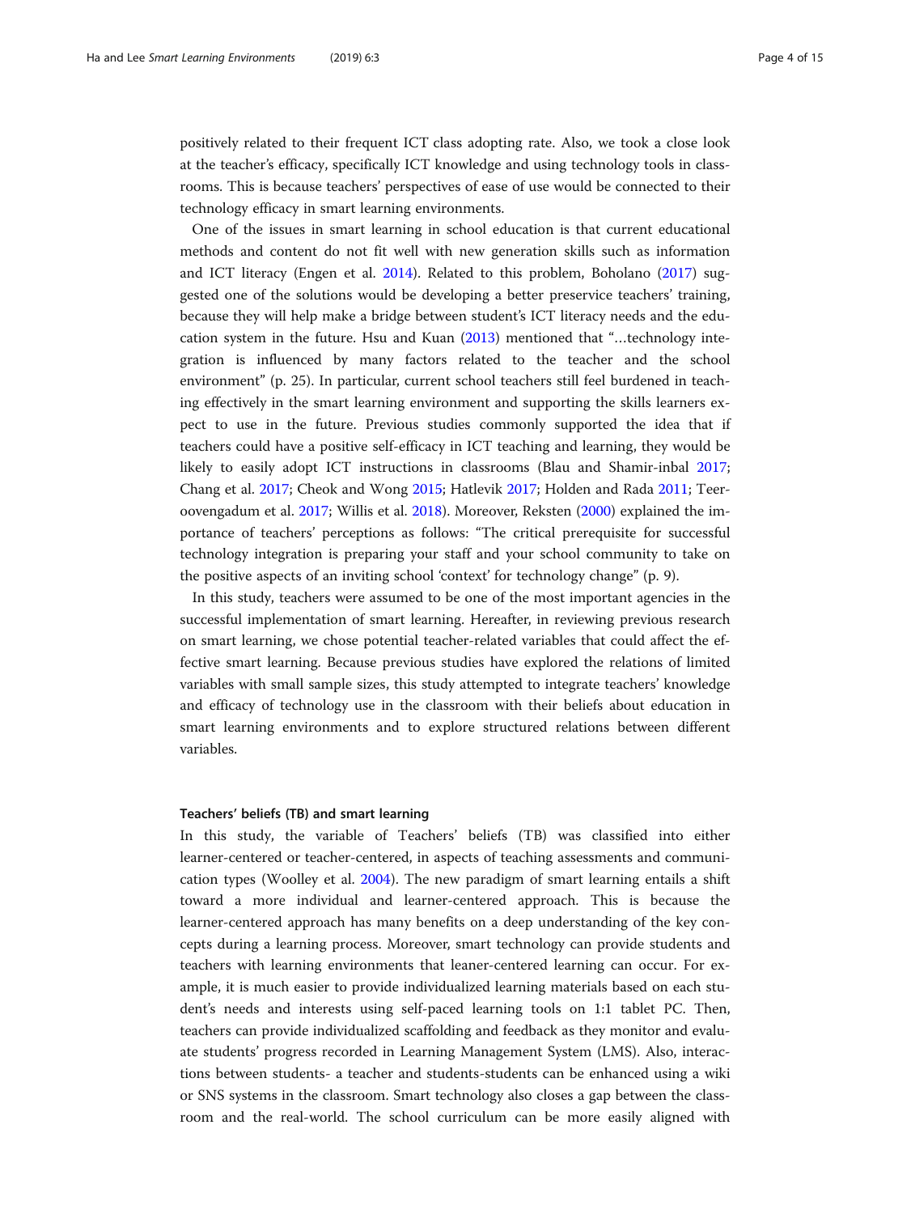positively related to their frequent ICT class adopting rate. Also, we took a close look at the teacher's efficacy, specifically ICT knowledge and using technology tools in classrooms. This is because teachers' perspectives of ease of use would be connected to their technology efficacy in smart learning environments.

One of the issues in smart learning in school education is that current educational methods and content do not fit well with new generation skills such as information and ICT literacy (Engen et al. 2014). Related to this problem, Boholano (2017) suggested one of the solutions would be developing a better preservice teachers' training, because they will help make a bridge between student's ICT literacy needs and the education system in the future. Hsu and Kuan (2013) mentioned that "…technology integration is influenced by many factors related to the teacher and the school environment" (p. 25). In particular, current school teachers still feel burdened in teaching effectively in the smart learning environment and supporting the skills learners expect to use in the future. Previous studies commonly supported the idea that if teachers could have a positive self-efficacy in ICT teaching and learning, they would be likely to easily adopt ICT instructions in classrooms (Blau and Shamir-inbal 2017; Chang et al. 2017; Cheok and Wong 2015; Hatlevik 2017; Holden and Rada 2011; Teeroovengadum et al. 2017; Willis et al. 2018). Moreover, Reksten (2000) explained the importance of teachers' perceptions as follows: "The critical prerequisite for successful technology integration is preparing your staff and your school community to take on the positive aspects of an inviting school 'context' for technology change" (p. 9).

In this study, teachers were assumed to be one of the most important agencies in the successful implementation of smart learning. Hereafter, in reviewing previous research on smart learning, we chose potential teacher-related variables that could affect the effective smart learning. Because previous studies have explored the relations of limited variables with small sample sizes, this study attempted to integrate teachers' knowledge and efficacy of technology use in the classroom with their beliefs about education in smart learning environments and to explore structured relations between different variables.

### Teachers' beliefs (TB) and smart learning

In this study, the variable of Teachers' beliefs (TB) was classified into either learner-centered or teacher-centered, in aspects of teaching assessments and communication types (Woolley et al. 2004). The new paradigm of smart learning entails a shift toward a more individual and learner-centered approach. This is because the learner-centered approach has many benefits on a deep understanding of the key concepts during a learning process. Moreover, smart technology can provide students and teachers with learning environments that leaner-centered learning can occur. For example, it is much easier to provide individualized learning materials based on each student's needs and interests using self-paced learning tools on 1:1 tablet PC. Then, teachers can provide individualized scaffolding and feedback as they monitor and evaluate students' progress recorded in Learning Management System (LMS). Also, interactions between students- a teacher and students-students can be enhanced using a wiki or SNS systems in the classroom. Smart technology also closes a gap between the classroom and the real-world. The school curriculum can be more easily aligned with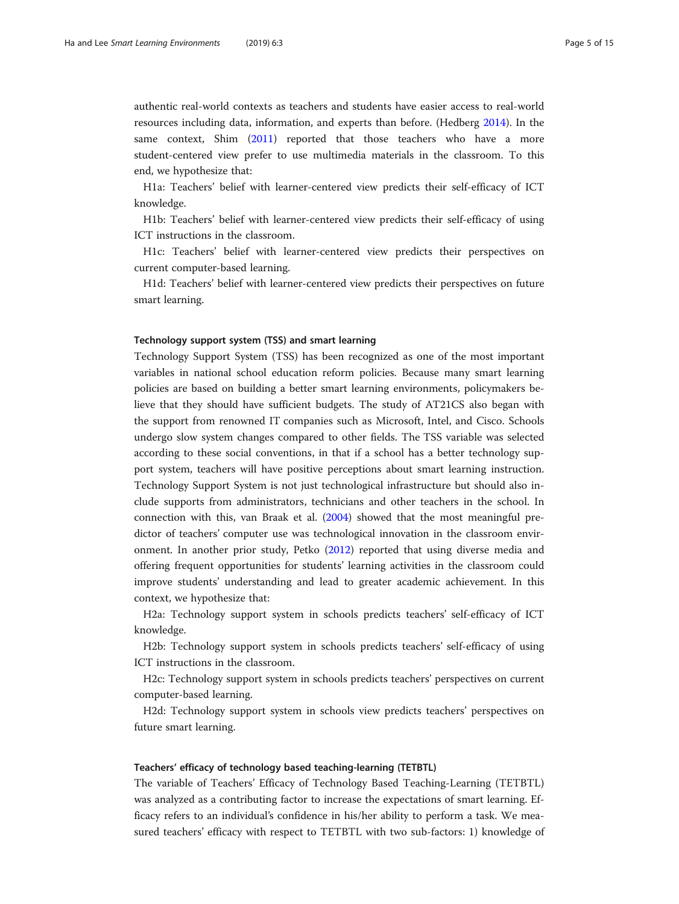authentic real-world contexts as teachers and students have easier access to real-world resources including data, information, and experts than before. (Hedberg 2014). In the same context, Shim (2011) reported that those teachers who have a more student-centered view prefer to use multimedia materials in the classroom. To this end, we hypothesize that:

H1a: Teachers' belief with learner-centered view predicts their self-efficacy of ICT knowledge.

H1b: Teachers' belief with learner-centered view predicts their self-efficacy of using ICT instructions in the classroom.

H1c: Teachers' belief with learner-centered view predicts their perspectives on current computer-based learning.

H1d: Teachers' belief with learner-centered view predicts their perspectives on future smart learning.

### Technology support system (TSS) and smart learning

Technology Support System (TSS) has been recognized as one of the most important variables in national school education reform policies. Because many smart learning policies are based on building a better smart learning environments, policymakers believe that they should have sufficient budgets. The study of AT21CS also began with the support from renowned IT companies such as Microsoft, Intel, and Cisco. Schools undergo slow system changes compared to other fields. The TSS variable was selected according to these social conventions, in that if a school has a better technology support system, teachers will have positive perceptions about smart learning instruction. Technology Support System is not just technological infrastructure but should also include supports from administrators, technicians and other teachers in the school. In connection with this, van Braak et al. (2004) showed that the most meaningful predictor of teachers' computer use was technological innovation in the classroom environment. In another prior study, Petko (2012) reported that using diverse media and offering frequent opportunities for students' learning activities in the classroom could improve students' understanding and lead to greater academic achievement. In this context, we hypothesize that:

H2a: Technology support system in schools predicts teachers' self-efficacy of ICT knowledge.

H2b: Technology support system in schools predicts teachers' self-efficacy of using ICT instructions in the classroom.

H2c: Technology support system in schools predicts teachers' perspectives on current computer-based learning.

H2d: Technology support system in schools view predicts teachers' perspectives on future smart learning.

### Teachers' efficacy of technology based teaching-learning (TETBTL)

The variable of Teachers' Efficacy of Technology Based Teaching-Learning (TETBTL) was analyzed as a contributing factor to increase the expectations of smart learning. Efficacy refers to an individual's confidence in his/her ability to perform a task. We measured teachers' efficacy with respect to TETBTL with two sub-factors: 1) knowledge of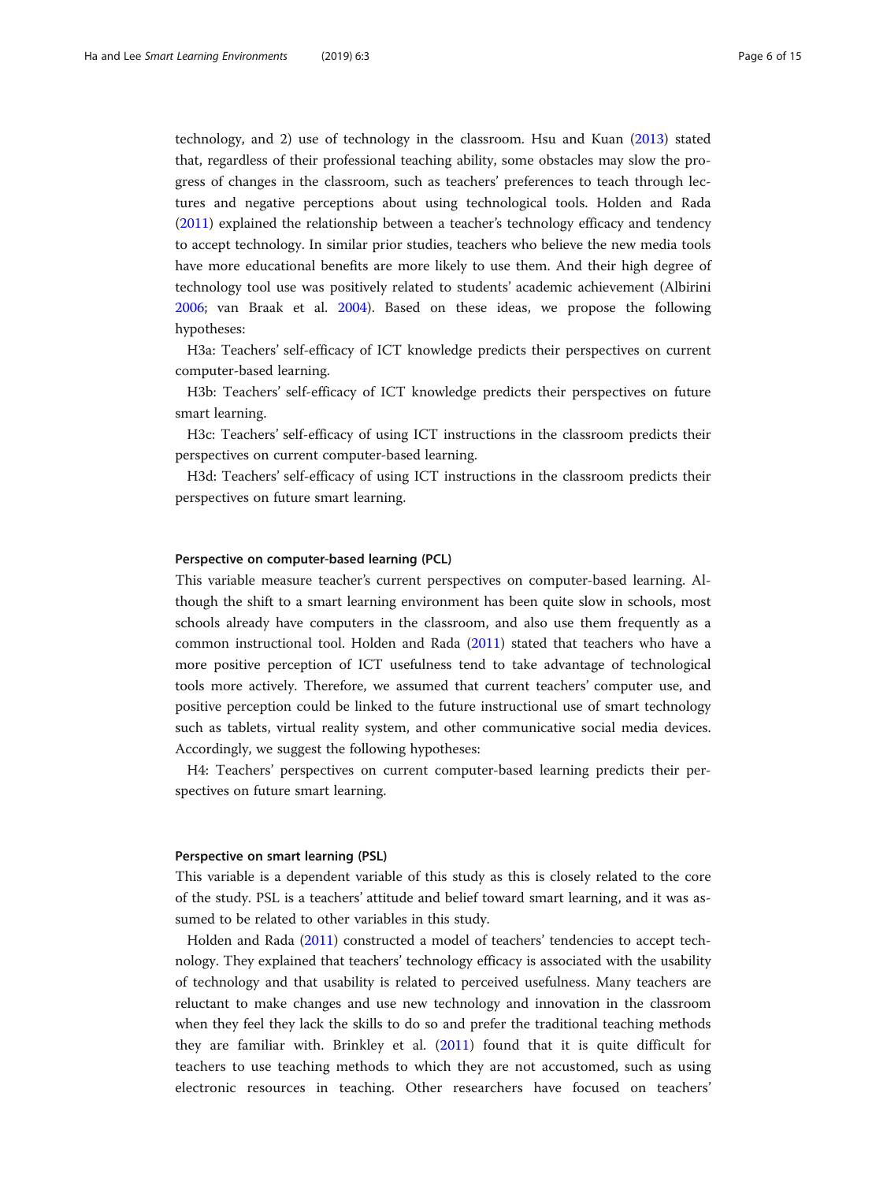technology, and 2) use of technology in the classroom. Hsu and Kuan (2013) stated that, regardless of their professional teaching ability, some obstacles may slow the progress of changes in the classroom, such as teachers' preferences to teach through lectures and negative perceptions about using technological tools. Holden and Rada (2011) explained the relationship between a teacher's technology efficacy and tendency to accept technology. In similar prior studies, teachers who believe the new media tools have more educational benefits are more likely to use them. And their high degree of technology tool use was positively related to students' academic achievement (Albirini 2006; van Braak et al. 2004). Based on these ideas, we propose the following hypotheses:

H3a: Teachers' self-efficacy of ICT knowledge predicts their perspectives on current computer-based learning.

H3b: Teachers' self-efficacy of ICT knowledge predicts their perspectives on future smart learning.

H3c: Teachers' self-efficacy of using ICT instructions in the classroom predicts their perspectives on current computer-based learning.

H3d: Teachers' self-efficacy of using ICT instructions in the classroom predicts their perspectives on future smart learning.

#### Perspective on computer-based learning (PCL)

This variable measure teacher's current perspectives on computer-based learning. Although the shift to a smart learning environment has been quite slow in schools, most schools already have computers in the classroom, and also use them frequently as a common instructional tool. Holden and Rada (2011) stated that teachers who have a more positive perception of ICT usefulness tend to take advantage of technological tools more actively. Therefore, we assumed that current teachers' computer use, and positive perception could be linked to the future instructional use of smart technology such as tablets, virtual reality system, and other communicative social media devices. Accordingly, we suggest the following hypotheses:

H4: Teachers' perspectives on current computer-based learning predicts their perspectives on future smart learning.

#### Perspective on smart learning (PSL)

This variable is a dependent variable of this study as this is closely related to the core of the study. PSL is a teachers' attitude and belief toward smart learning, and it was assumed to be related to other variables in this study.

Holden and Rada (2011) constructed a model of teachers' tendencies to accept technology. They explained that teachers' technology efficacy is associated with the usability of technology and that usability is related to perceived usefulness. Many teachers are reluctant to make changes and use new technology and innovation in the classroom when they feel they lack the skills to do so and prefer the traditional teaching methods they are familiar with. Brinkley et al. (2011) found that it is quite difficult for teachers to use teaching methods to which they are not accustomed, such as using electronic resources in teaching. Other researchers have focused on teachers'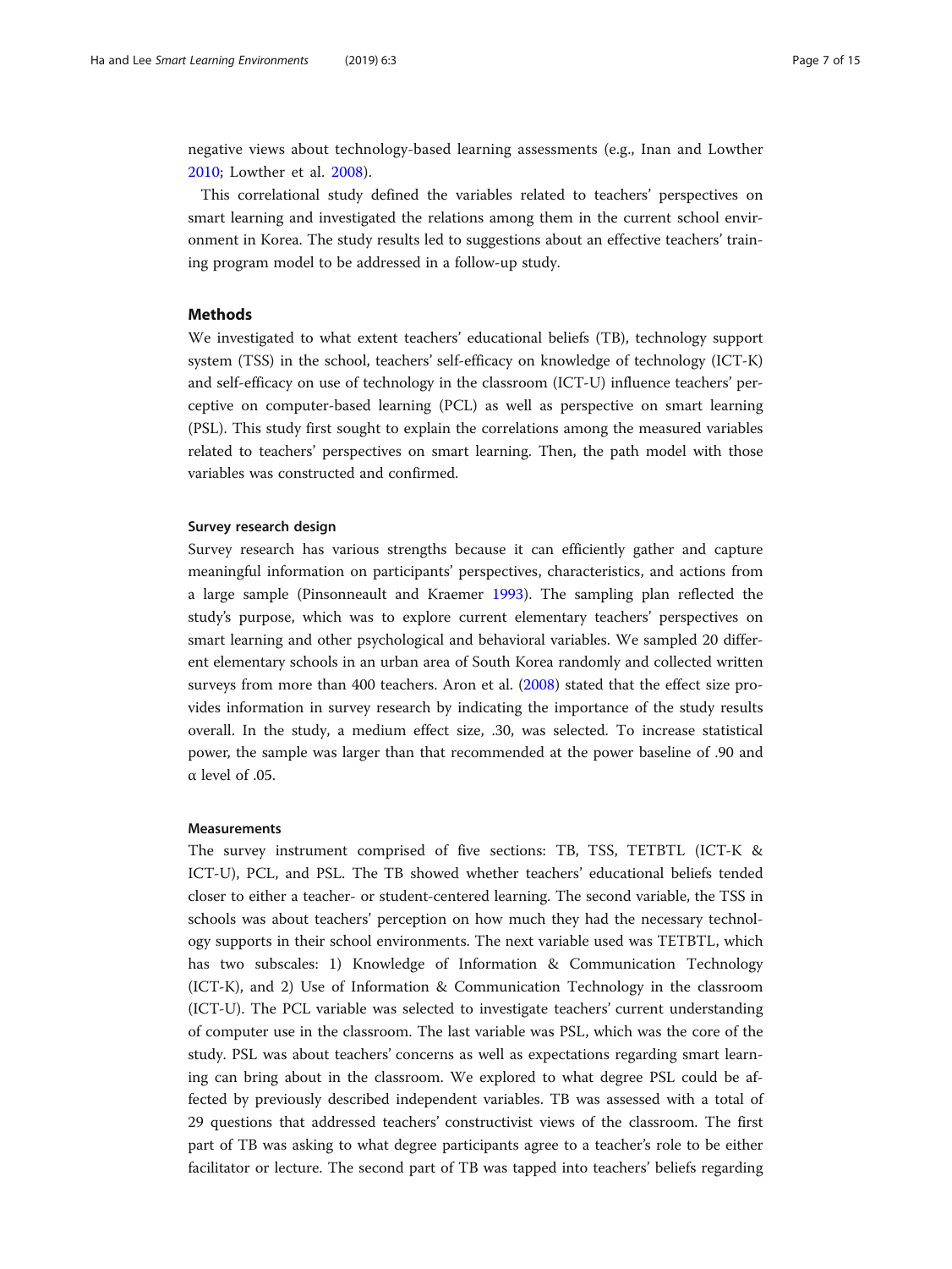negative views about technology-based learning assessments (e.g., Inan and Lowther 2010; Lowther et al. 2008).

This correlational study defined the variables related to teachers' perspectives on smart learning and investigated the relations among them in the current school environment in Korea. The study results led to suggestions about an effective teachers' training program model to be addressed in a follow-up study.

## Methods

We investigated to what extent teachers' educational beliefs (TB), technology support system (TSS) in the school, teachers' self-efficacy on knowledge of technology (ICT-K) and self-efficacy on use of technology in the classroom (ICT-U) influence teachers' perceptive on computer-based learning (PCL) as well as perspective on smart learning (PSL). This study first sought to explain the correlations among the measured variables related to teachers' perspectives on smart learning. Then, the path model with those variables was constructed and confirmed.

### Survey research design

Survey research has various strengths because it can efficiently gather and capture meaningful information on participants' perspectives, characteristics, and actions from a large sample (Pinsonneault and Kraemer 1993). The sampling plan reflected the study's purpose, which was to explore current elementary teachers' perspectives on smart learning and other psychological and behavioral variables. We sampled 20 different elementary schools in an urban area of South Korea randomly and collected written surveys from more than 400 teachers. Aron et al. (2008) stated that the effect size provides information in survey research by indicating the importance of the study results overall. In the study, a medium effect size, .30, was selected. To increase statistical power, the sample was larger than that recommended at the power baseline of .90 and α level of .05.

### Measurements

The survey instrument comprised of five sections: TB, TSS, TETBTL (ICT-K & ICT-U), PCL, and PSL. The TB showed whether teachers' educational beliefs tended closer to either a teacher- or student-centered learning. The second variable, the TSS in schools was about teachers' perception on how much they had the necessary technology supports in their school environments. The next variable used was TETBTL, which has two subscales: 1) Knowledge of Information & Communication Technology (ICT-K), and 2) Use of Information & Communication Technology in the classroom (ICT-U). The PCL variable was selected to investigate teachers' current understanding of computer use in the classroom. The last variable was PSL, which was the core of the study. PSL was about teachers' concerns as well as expectations regarding smart learning can bring about in the classroom. We explored to what degree PSL could be affected by previously described independent variables. TB was assessed with a total of 29 questions that addressed teachers' constructivist views of the classroom. The first part of TB was asking to what degree participants agree to a teacher's role to be either facilitator or lecture. The second part of TB was tapped into teachers' beliefs regarding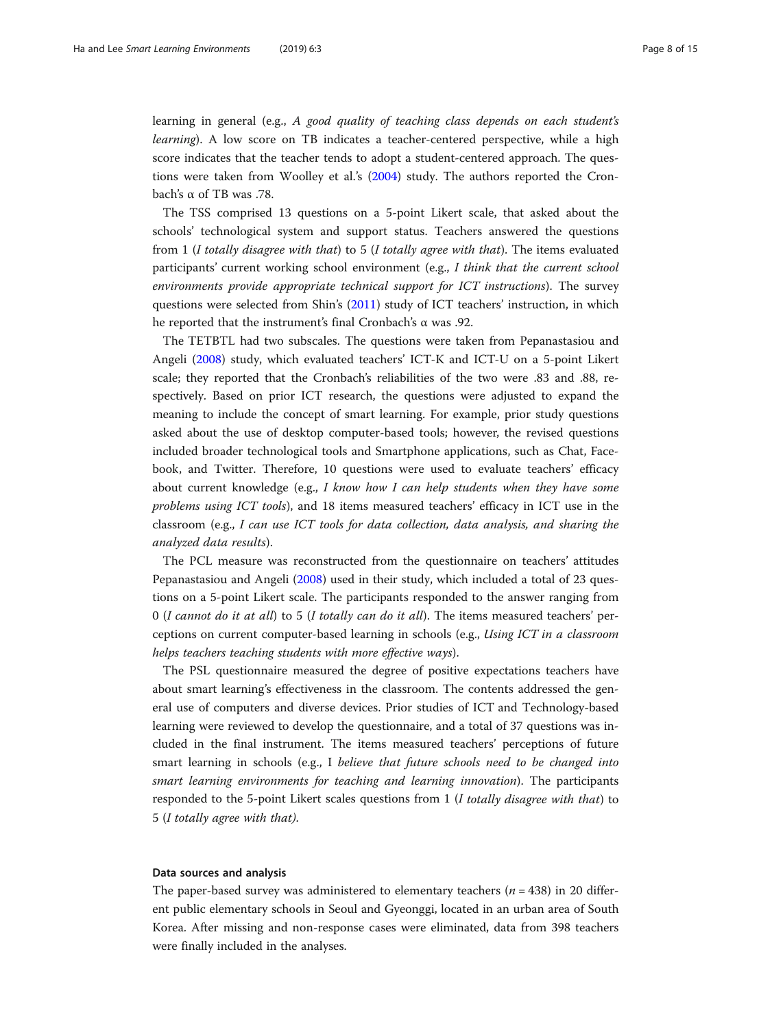learning in general (e.g., *A good quality of teaching class depends on each student's learning*). A low score on TB indicates a teacher-centered perspective, while a high score indicates that the teacher tends to adopt a student-centered approach. The questions were taken from Woolley et al.'s (2004) study. The authors reported the Cronbach's α of TB was .78.

The TSS comprised 13 questions on a 5-point Likert scale, that asked about the schools' technological system and support status. Teachers answered the questions from 1 (*I totally disagree with that*) to 5 (*I totally agree with that*). The items evaluated participants' current working school environment (e.g., *I think that the current school environments provide appropriate technical support for ICT instructions*). The survey questions were selected from Shin's (2011) study of ICT teachers' instruction, in which he reported that the instrument's final Cronbach's α was .92.

The TETBTL had two subscales. The questions were taken from Pepanastasiou and Angeli (2008) study, which evaluated teachers' ICT-K and ICT-U on a 5-point Likert scale; they reported that the Cronbach's reliabilities of the two were .83 and .88, respectively. Based on prior ICT research, the questions were adjusted to expand the meaning to include the concept of smart learning. For example, prior study questions asked about the use of desktop computer-based tools; however, the revised questions included broader technological tools and Smartphone applications, such as Chat, Facebook, and Twitter. Therefore, 10 questions were used to evaluate teachers' efficacy about current knowledge (e.g., *I know how I can help students when they have some problems using ICT tools*), and 18 items measured teachers' efficacy in ICT use in the classroom (e.g., *I can use ICT tools for data collection, data analysis, and sharing the analyzed data results*).

The PCL measure was reconstructed from the questionnaire on teachers' attitudes Pepanastasiou and Angeli (2008) used in their study, which included a total of 23 questions on a 5-point Likert scale. The participants responded to the answer ranging from 0 (*I cannot do it at all*) to 5 (*I totally can do it all*). The items measured teachers' perceptions on current computer-based learning in schools (e.g., *Using ICT in a classroom helps teachers teaching students with more effective ways*).

The PSL questionnaire measured the degree of positive expectations teachers have about smart learning's effectiveness in the classroom. The contents addressed the general use of computers and diverse devices. Prior studies of ICT and Technology-based learning were reviewed to develop the questionnaire, and a total of 37 questions was included in the final instrument. The items measured teachers' perceptions of future smart learning in schools (e.g., I *believe that future schools need to be changed into smart learning environments for teaching and learning innovation*). The participants responded to the 5-point Likert scales questions from 1 (*I totally disagree with that*) to 5 (*I totally agree with that).*

#### Data sources and analysis

The paper-based survey was administered to elementary teachers ($n = 438$) in 20 different public elementary schools in Seoul and Gyeonggi, located in an urban area of South Korea. After missing and non-response cases were eliminated, data from 398 teachers were finally included in the analyses.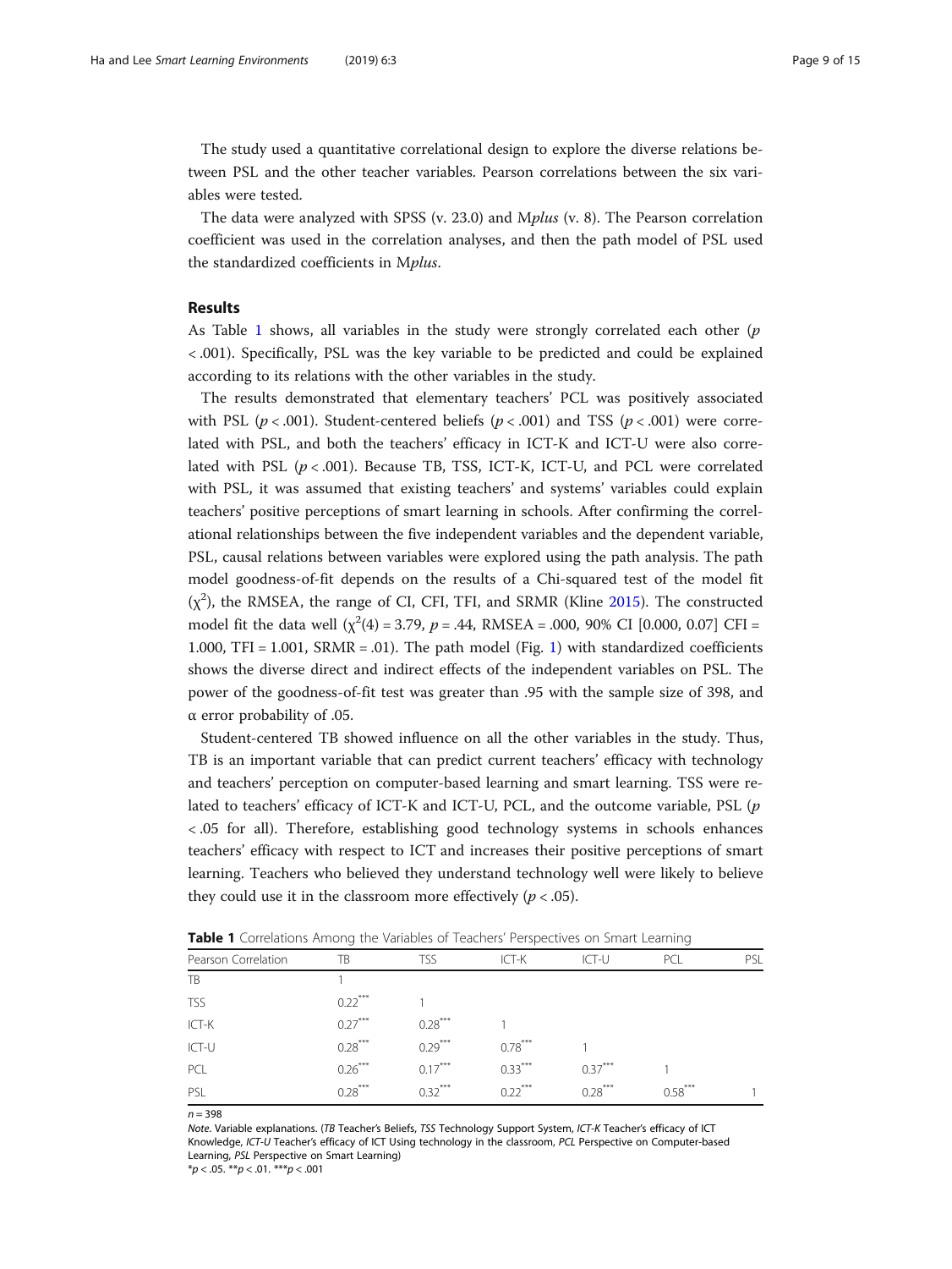The study used a quantitative correlational design to explore the diverse relations between PSL and the other teacher variables. Pearson correlations between the six variables were tested.

The data were analyzed with SPSS (v. 23.0) and M*plus* (v. 8). The Pearson correlation coefficient was used in the correlation analyses, and then the path model of PSL used the standardized coefficients in M*plus*.

## Results

As Table 1 shows, all variables in the study were strongly correlated each other ($p < .001$). Specifically, PSL was the key variable to be predicted and could be explained according to its relations with the other variables in the study.

The results demonstrated that elementary teachers' PCL was positively associated with PSL ($p < .001$). Student-centered beliefs ($p < .001$) and TSS ($p < .001$) were correlated with PSL, and both the teachers' efficacy in ICT-K and ICT-U were also correlated with PSL ($p < .001$). Because TB, TSS, ICT-K, ICT-U, and PCL were correlated with PSL, it was assumed that existing teachers' and systems' variables could explain teachers' positive perceptions of smart learning in schools. After confirming the correlational relationships between the five independent variables and the dependent variable, PSL, causal relations between variables were explored using the path analysis. The path model goodness-of-fit depends on the results of a Chi-squared test of the model fit ($\chi^2$), the RMSEA, the range of CI, CFI, TFI, and SRMR (Kline 2015). The constructed model fit the data well ($\chi^2(4) = 3.79$, $p = .44$, RMSEA = .000, 90% CI [0.000, 0.07] CFI = 1.000, TFI = 1.001, SRMR = .01). The path model (Fig. 1) with standardized coefficients shows the diverse direct and indirect effects of the independent variables on PSL. The power of the goodness-of-fit test was greater than .95 with the sample size of 398, and α error probability of .05.

Student-centered TB showed influence on all the other variables in the study. Thus, TB is an important variable that can predict current teachers' efficacy with technology and teachers' perception on computer-based learning and smart learning. TSS were related to teachers' efficacy of ICT-K and ICT-U, PCL, and the outcome variable, PSL ($p < .05$ for all). Therefore, establishing good technology systems in schools enhances teachers' efficacy with respect to ICT and increases their positive perceptions of smart learning. Teachers who believed they understand technology well were likely to believe they could use it in the classroom more effectively ($p < .05$).

**Table 1** Correlations Among the Variables of Teachers' Perspectives on Smart Learning

| Pearson Correlation | TB | TSS | ICT-K | ICT-U | PCL | PSL |
|---|---|---|---|---|---|---|
| TB | 1 | | | | | |
| TSS | 0.22*** | 1 | | | | |
| ICT-K | 0.27*** | 0.28*** | 1 | | | |
| ICT-U | 0.28*** | 0.29*** | 0.78*** | 1 | | |
| PCL | 0.26*** | 0.17*** | 0.33*** | 0.37*** | 1 | |
| PSL | 0.28*** | 0.32*** | 0.22*** | 0.28*** | 0.58*** | 1 |

$n = 398$

*Note*. Variable explanations. (*TB* Teacher's Beliefs, *TSS* Technology Support System, *ICT-K* Teacher's efficacy of ICT Knowledge, *ICT-U* Teacher's efficacy of ICT Using technology in the classroom, *PCL* Perspective on Computer-based Learning, *PSL* Perspective on Smart Learning)

*$p < .05$. **$p < .01$. ***$p < .001$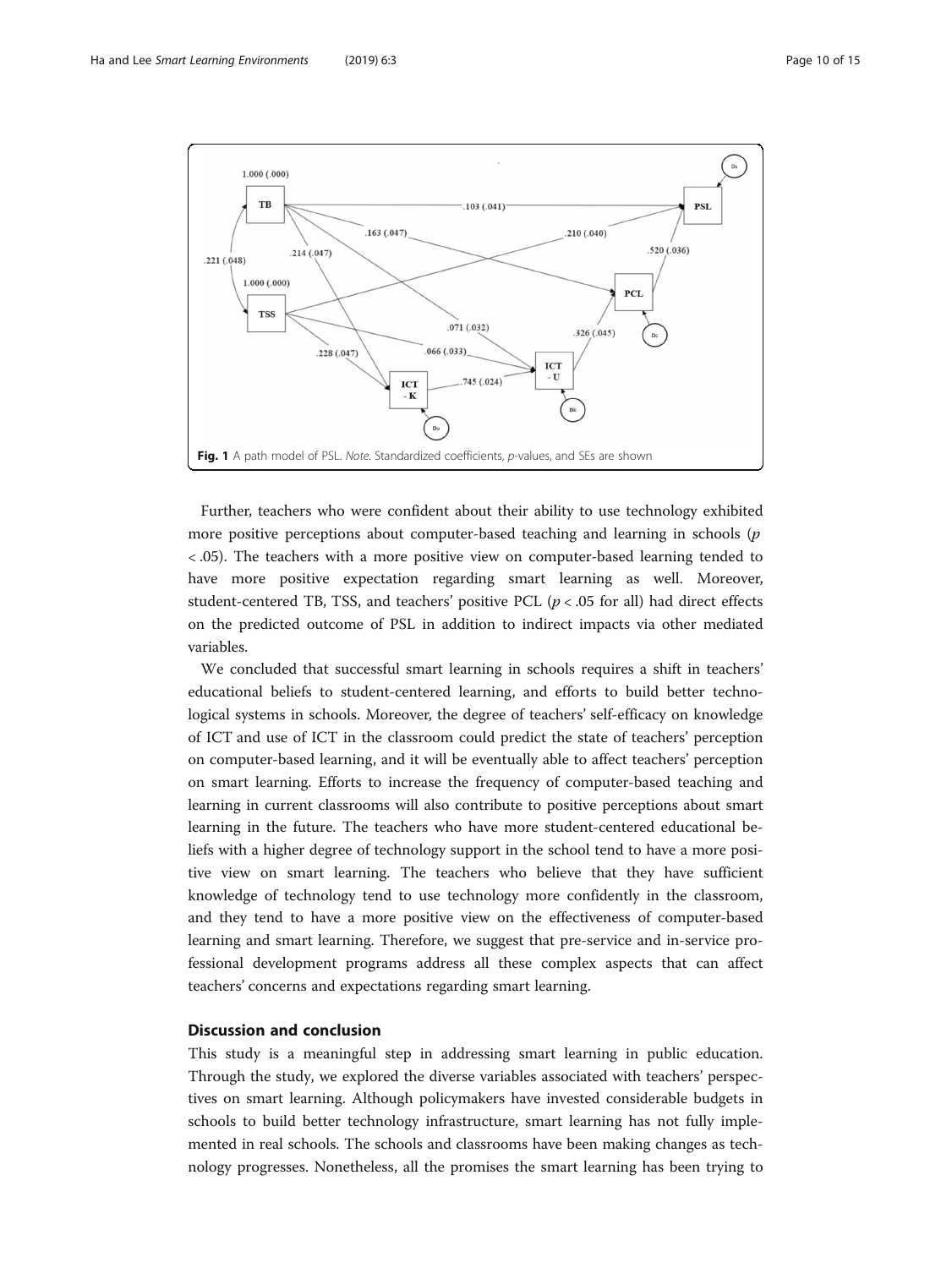1.000 (.000)

TB

.103 (.041)

PSL

.163 (.047)

.210 (.040)

.214 (.047)

.221 (.048)

.520 (.036)

1.000 (.000)

PCL

TSS

.071 (.032)

.326 (.045)

.066 (.033)

Dc

.228 (.047)

ICT - U

ICT - K

.745 (.024)

Dk

Du

Ds

**Fig. 1** A path model of PSL. *Note*. Standardized coefficients, *p*-values, and SEs are shown

Further, teachers who were confident about their ability to use technology exhibited more positive perceptions about computer-based teaching and learning in schools ($p < .05$). The teachers with a more positive view on computer-based learning tended to have more positive expectation regarding smart learning as well. Moreover, student-centered TB, TSS, and teachers' positive PCL ($p < .05$ for all) had direct effects on the predicted outcome of PSL in addition to indirect impacts via other mediated variables.

We concluded that successful smart learning in schools requires a shift in teachers' educational beliefs to student-centered learning, and efforts to build better technological systems in schools. Moreover, the degree of teachers' self-efficacy on knowledge of ICT and use of ICT in the classroom could predict the state of teachers' perception on computer-based learning, and it will be eventually able to affect teachers' perception on smart learning. Efforts to increase the frequency of computer-based teaching and learning in current classrooms will also contribute to positive perceptions about smart learning in the future. The teachers who have more student-centered educational beliefs with a higher degree of technology support in the school tend to have a more positive view on smart learning. The teachers who believe that they have sufficient knowledge of technology tend to use technology more confidently in the classroom, and they tend to have a more positive view on the effectiveness of computer-based learning and smart learning. Therefore, we suggest that pre-service and in-service professional development programs address all these complex aspects that can affect teachers' concerns and expectations regarding smart learning.

## Discussion and conclusion

This study is a meaningful step in addressing smart learning in public education. Through the study, we explored the diverse variables associated with teachers' perspectives on smart learning. Although policymakers have invested considerable budgets in schools to build better technology infrastructure, smart learning has not fully implemented in real schools. The schools and classrooms have been making changes as technology progresses. Nonetheless, all the promises the smart learning has been trying to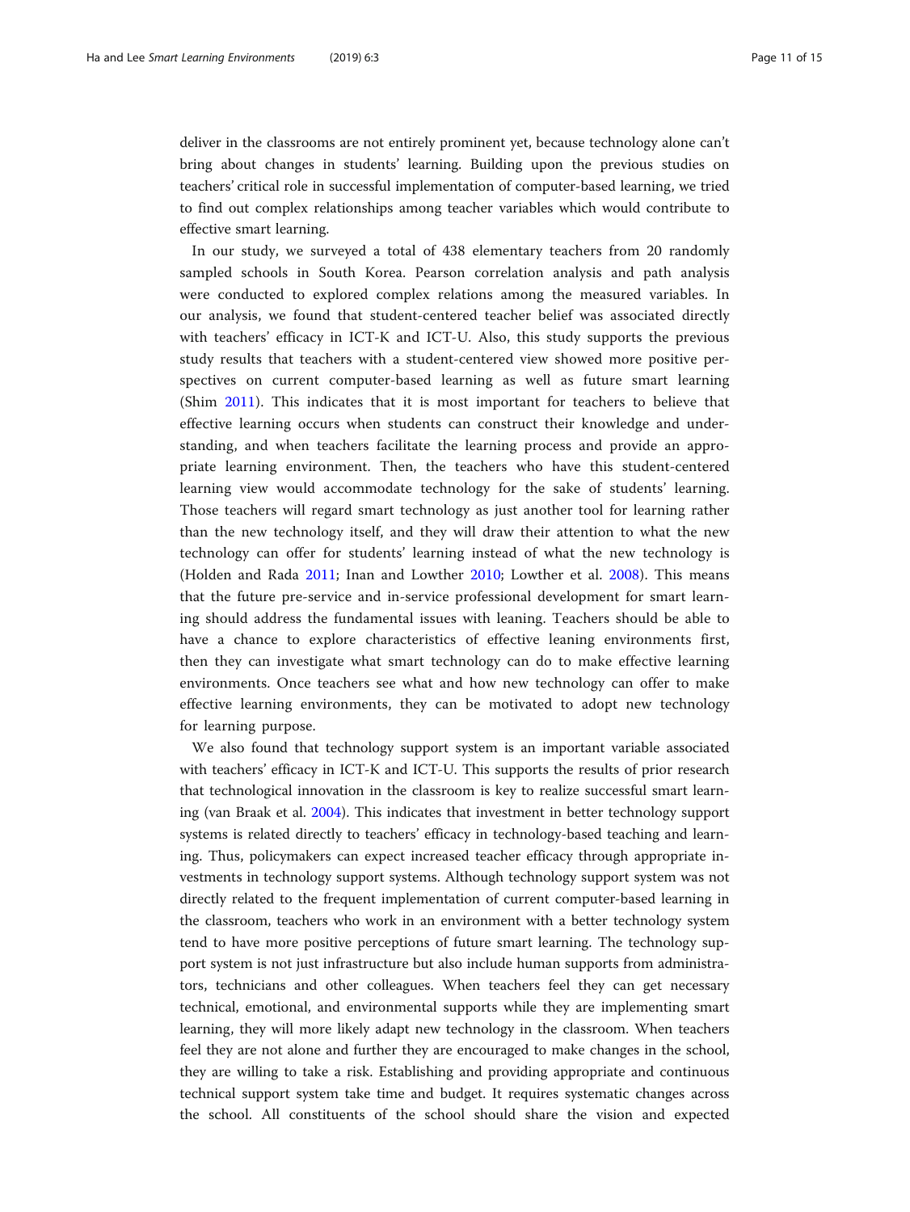deliver in the classrooms are not entirely prominent yet, because technology alone can't bring about changes in students' learning. Building upon the previous studies on teachers' critical role in successful implementation of computer-based learning, we tried to find out complex relationships among teacher variables which would contribute to effective smart learning.

In our study, we surveyed a total of 438 elementary teachers from 20 randomly sampled schools in South Korea. Pearson correlation analysis and path analysis were conducted to explored complex relations among the measured variables. In our analysis, we found that student-centered teacher belief was associated directly with teachers' efficacy in ICT-K and ICT-U. Also, this study supports the previous study results that teachers with a student-centered view showed more positive perspectives on current computer-based learning as well as future smart learning (Shim 2011). This indicates that it is most important for teachers to believe that effective learning occurs when students can construct their knowledge and understanding, and when teachers facilitate the learning process and provide an appropriate learning environment. Then, the teachers who have this student-centered learning view would accommodate technology for the sake of students' learning. Those teachers will regard smart technology as just another tool for learning rather than the new technology itself, and they will draw their attention to what the new technology can offer for students' learning instead of what the new technology is (Holden and Rada 2011; Inan and Lowther 2010; Lowther et al. 2008). This means that the future pre-service and in-service professional development for smart learning should address the fundamental issues with leaning. Teachers should be able to have a chance to explore characteristics of effective leaning environments first, then they can investigate what smart technology can do to make effective learning environments. Once teachers see what and how new technology can offer to make effective learning environments, they can be motivated to adopt new technology for learning purpose.

We also found that technology support system is an important variable associated with teachers' efficacy in ICT-K and ICT-U. This supports the results of prior research that technological innovation in the classroom is key to realize successful smart learning (van Braak et al. 2004). This indicates that investment in better technology support systems is related directly to teachers' efficacy in technology-based teaching and learning. Thus, policymakers can expect increased teacher efficacy through appropriate investments in technology support systems. Although technology support system was not directly related to the frequent implementation of current computer-based learning in the classroom, teachers who work in an environment with a better technology system tend to have more positive perceptions of future smart learning. The technology support system is not just infrastructure but also include human supports from administrators, technicians and other colleagues. When teachers feel they can get necessary technical, emotional, and environmental supports while they are implementing smart learning, they will more likely adapt new technology in the classroom. When teachers feel they are not alone and further they are encouraged to make changes in the school, they are willing to take a risk. Establishing and providing appropriate and continuous technical support system take time and budget. It requires systematic changes across the school. All constituents of the school should share the vision and expected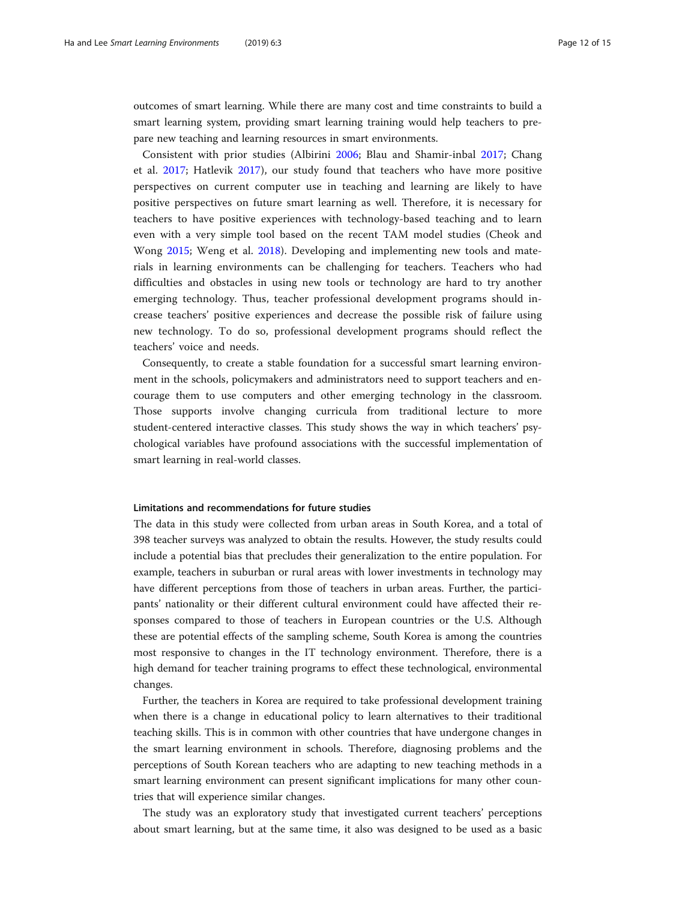outcomes of smart learning. While there are many cost and time constraints to build a smart learning system, providing smart learning training would help teachers to prepare new teaching and learning resources in smart environments.

Consistent with prior studies (Albirini 2006; Blau and Shamir-inbal 2017; Chang et al. 2017; Hatlevik 2017), our study found that teachers who have more positive perspectives on current computer use in teaching and learning are likely to have positive perspectives on future smart learning as well. Therefore, it is necessary for teachers to have positive experiences with technology-based teaching and to learn even with a very simple tool based on the recent TAM model studies (Cheok and Wong 2015; Weng et al. 2018). Developing and implementing new tools and materials in learning environments can be challenging for teachers. Teachers who had difficulties and obstacles in using new tools or technology are hard to try another emerging technology. Thus, teacher professional development programs should increase teachers' positive experiences and decrease the possible risk of failure using new technology. To do so, professional development programs should reflect the teachers' voice and needs.

Consequently, to create a stable foundation for a successful smart learning environment in the schools, policymakers and administrators need to support teachers and encourage them to use computers and other emerging technology in the classroom. Those supports involve changing curricula from traditional lecture to more student-centered interactive classes. This study shows the way in which teachers' psychological variables have profound associations with the successful implementation of smart learning in real-world classes.

### Limitations and recommendations for future studies

The data in this study were collected from urban areas in South Korea, and a total of 398 teacher surveys was analyzed to obtain the results. However, the study results could include a potential bias that precludes their generalization to the entire population. For example, teachers in suburban or rural areas with lower investments in technology may have different perceptions from those of teachers in urban areas. Further, the participants' nationality or their different cultural environment could have affected their responses compared to those of teachers in European countries or the U.S. Although these are potential effects of the sampling scheme, South Korea is among the countries most responsive to changes in the IT technology environment. Therefore, there is a high demand for teacher training programs to effect these technological, environmental changes.

Further, the teachers in Korea are required to take professional development training when there is a change in educational policy to learn alternatives to their traditional teaching skills. This is in common with other countries that have undergone changes in the smart learning environment in schools. Therefore, diagnosing problems and the perceptions of South Korean teachers who are adapting to new teaching methods in a smart learning environment can present significant implications for many other countries that will experience similar changes.

The study was an exploratory study that investigated current teachers' perceptions about smart learning, but at the same time, it also was designed to be used as a basic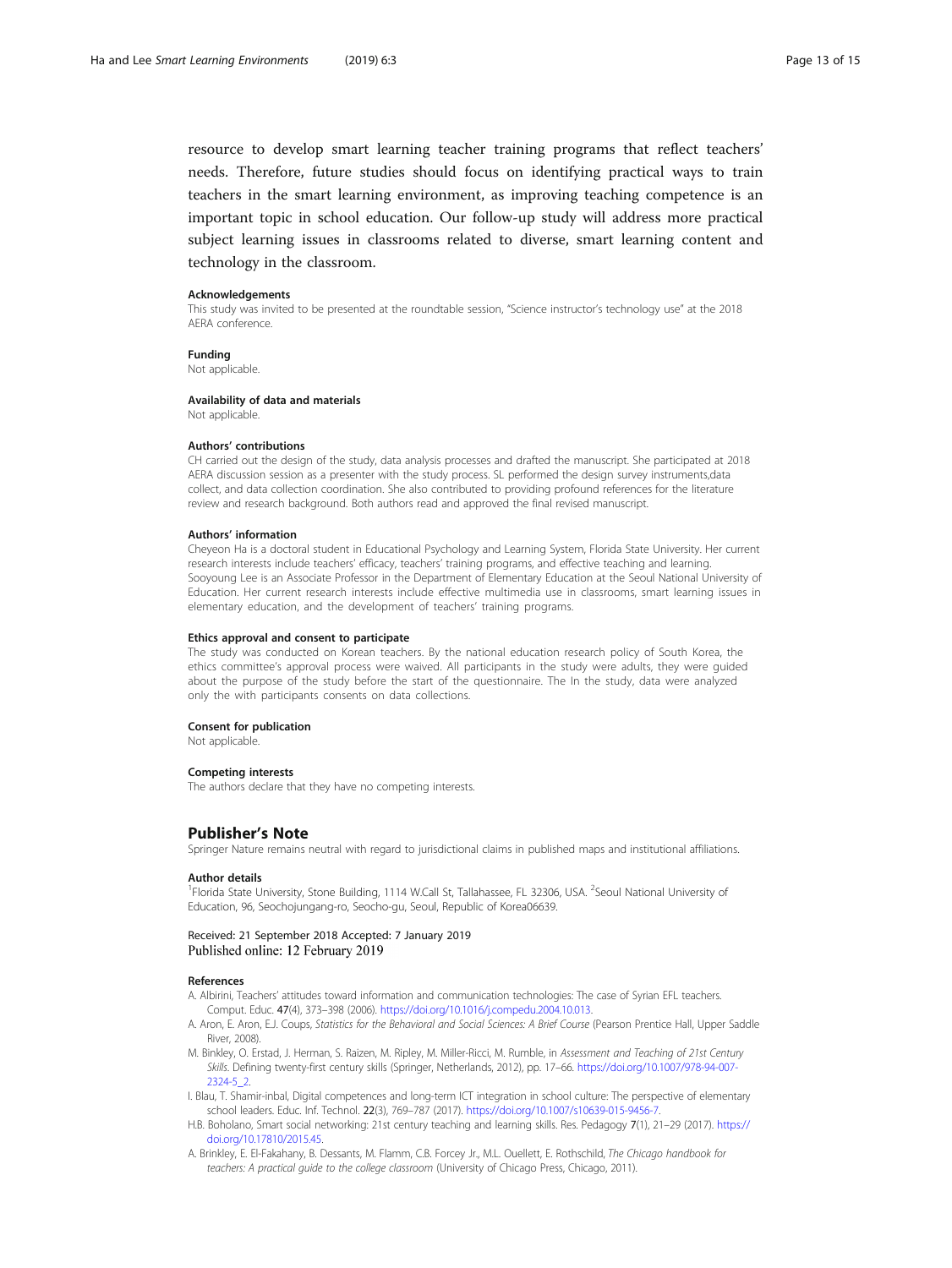resource to develop smart learning teacher training programs that reflect teachers' needs. Therefore, future studies should focus on identifying practical ways to train teachers in the smart learning environment, as improving teaching competence is an important topic in school education. Our follow-up study will address more practical subject learning issues in classrooms related to diverse, smart learning content and technology in the classroom.

#### Acknowledgements
This study was invited to be presented at the roundtable session, "Science instructor's technology use" at the 2018 AERA conference.

#### Funding
Not applicable.

#### Availability of data and materials
Not applicable.

#### Authors' contributions
CH carried out the design of the study, data analysis processes and drafted the manuscript. She participated at 2018 AERA discussion session as a presenter with the study process. SL performed the design survey instruments,data collect, and data collection coordination. She also contributed to providing profound references for the literature review and research background. Both authors read and approved the final revised manuscript.

#### Authors' information
Cheyeon Ha is a doctoral student in Educational Psychology and Learning System, Florida State University. Her current research interests include teachers' efficacy, teachers' training programs, and effective teaching and learning. Sooyoung Lee is an Associate Professor in the Department of Elementary Education at the Seoul National University of Education. Her current research interests include effective multimedia use in classrooms, smart learning issues in elementary education, and the development of teachers' training programs.

#### Ethics approval and consent to participate
The study was conducted on Korean teachers. By the national education research policy of South Korea, the ethics committee's approval process were waived. All participants in the study were adults, they were guided about the purpose of the study before the start of the questionnaire. The In the study, data were analyzed only the with participants consents on data collections.

#### Consent for publication
Not applicable.

#### Competing interests
The authors declare that they have no competing interests.

## Publisher's Note
Springer Nature remains neutral with regard to jurisdictional claims in published maps and institutional affiliations.

#### Author details
[1]Florida State University, Stone Building, 1114 W.Call St, Tallahassee, FL 32306, USA. [2]Seoul National University of Education, 96, Seochojungang-ro, Seocho-gu, Seoul, Republic of Korea06639.

Received: 21 September 2018 Accepted: 7 January 2019
Published online: 12 February 2019

#### References
A. Albirini, Teachers' attitudes toward information and communication technologies: The case of Syrian EFL teachers. Comput. Educ. **47**(4), 373–398 (2006). https://doi.org/10.1016/j.compedu.2004.10.013.

A. Aron, E. Aron, E.J. Coups, *Statistics for the Behavioral and Social Sciences: A Brief Course* (Pearson Prentice Hall, Upper Saddle River, 2008).

M. Binkley, O. Erstad, J. Herman, S. Raizen, M. Ripley, M. Miller-Ricci, M. Rumble, in *Assessment and Teaching of 21st Century Skills*. Defining twenty-first century skills (Springer, Netherlands, 2012), pp. 17–66. https://doi.org/10.1007/978-94-007-2324-5_2.

I. Blau, T. Shamir-inbal, Digital competences and long-term ICT integration in school culture: The perspective of elementary school leaders. Educ. Inf. Technol. **22**(3), 769–787 (2017). https://doi.org/10.1007/s10639-015-9456-7.

H.B. Boholano, Smart social networking: 21st century teaching and learning skills. Res. Pedagogy **7**(1), 21–29 (2017). https://doi.org/10.17810/2015.45.

A. Brinkley, E. El-Fakahany, B. Dessants, M. Flamm, C.B. Forcey Jr., M.L. Ouellett, E. Rothschild, *The Chicago handbook for teachers: A practical guide to the college classroom* (University of Chicago Press, Chicago, 2011).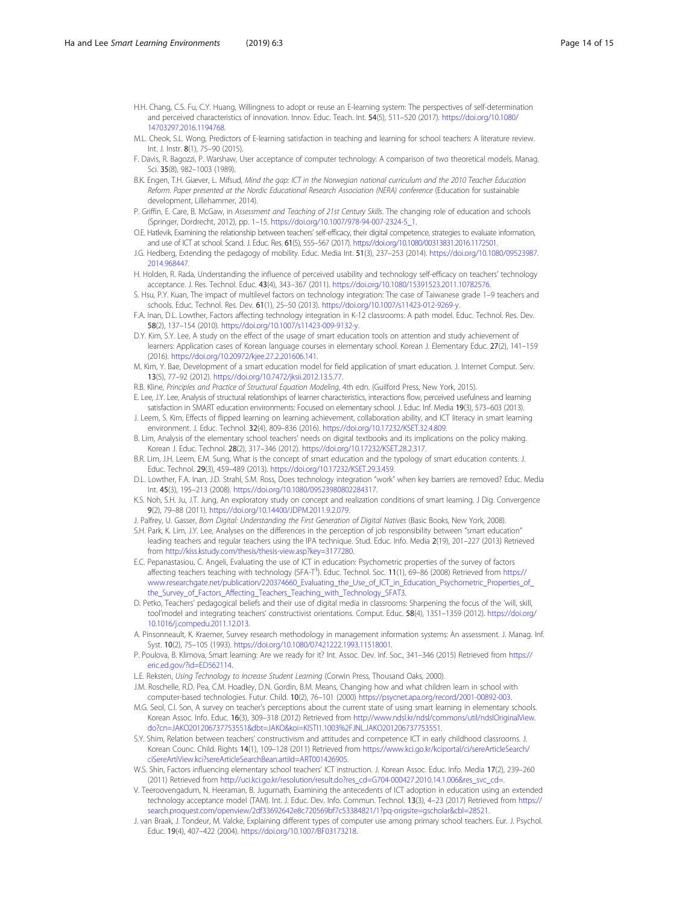H.H. Chang, C.S. Fu, C.Y. Huang, Willingness to adopt or reuse an E-learning system: The perspectives of self-determination and perceived characteristics of innovation. Innov. Educ. Teach. Int. **54**(5), 511–520 (2017). https://doi.org/10.1080/14703297.2016.1194768.

M.L. Cheok, S.L. Wong, Predictors of E-learning satisfaction in teaching and learning for school teachers: A literature review. Int. J. Instr. **8**(1), 75–90 (2015).

F. Davis, R. Bagozzi, P. Warshaw, User acceptance of computer technology: A comparison of two theoretical models. Manag. Sci. **35**(8), 982–1003 (1989).

B.K. Engen, T.H. Giæver, L. Mifsud, *Mind the gap: ICT in the Norwegian national curriculum and the 2010 Teacher Education Reform. Paper presented at the Nordic Educational Research Association (NERA) conference* (Education for sustainable development, Lillehammer, 2014).

P. Griffin, E. Care, B. McGaw, in *Assessment and Teaching of 21st Century Skills*. The changing role of education and schools (Springer, Dordrecht, 2012), pp. 1–15. https://doi.org/10.1007/978-94-007-2324-5_1.

O.E. Hatlevik, Examining the relationship between teachers' self-efficacy, their digital competence, strategies to evaluate information, and use of ICT at school. Scand. J. Educ. Res. **61**(5), 555–567 (2017). https://doi.org/10.1080/00313831.2016.1172501.

J.G. Hedberg, Extending the pedagogy of mobility. Educ. Media Int. **51**(3), 237–253 (2014). https://doi.org/10.1080/09523987.2014.968447.

H. Holden, R. Rada, Understanding the influence of perceived usability and technology self-efficacy on teachers' technology acceptance. J. Res. Technol. Educ. **43**(4), 343–367 (2011). https://doi.org/10.1080/15391523.2011.10782576.

S. Hsu, P.Y. Kuan, The impact of multilevel factors on technology integration: The case of Taiwanese grade 1–9 teachers and schools. Educ. Technol. Res. Dev. **61**(1), 25–50 (2013). https://doi.org/10.1007/s11423-012-9269-y.

F.A. Inan, D.L. Lowther, Factors affecting technology integration in K-12 classrooms: A path model. Educ. Technol. Res. Dev. **58**(2), 137–154 (2010). https://doi.org/10.1007/s11423-009-9132-y.

D.Y. Kim, S.Y. Lee, A study on the effect of the usage of smart education tools on attention and study achievement of learners: Application cases of Korean language courses in elementary school. Korean J. Elementary Educ. **27**(2), 141–159 (2016). https://doi.org/10.20972/kjee.27.2.201606.141.

M. Kim, Y. Bae, Development of a smart education model for field application of smart education. J. Internet Comput. Serv. **13**(5), 77–92 (2012). https://doi.org/10.7472/jksii.2012.13.5.77.

R.B. Kline, *Principles and Practice of Structural Equation Modeling*, 4th edn. (Guilford Press, New York, 2015).

E. Lee, J.Y. Lee, Analysis of structural relationships of learner characteristics, interactions flow, perceived usefulness and learning satisfaction in SMART education environments: Focused on elementary school. J. Educ. Inf. Media **19**(3), 573–603 (2013).

J. Leem, S. Kim, Effects of flipped learning on learning achievement, collaboration ability, and ICT literacy in smart learning environment. J. Educ. Technol. **32**(4), 809–836 (2016). https://doi.org/10.17232/KSET.32.4.809.

B. Lim, Analysis of the elementary school teachers' needs on digital textbooks and its implications on the policy making. Korean J. Educ. Technol. **28**(2), 317–346 (2012). https://doi.org/10.17232/KSET.28.2.317.

B.R. Lim, J.H. Leem, E.M. Sung, What is the concept of smart education and the typology of smart education contents. J. Educ. Technol. **29**(3), 459–489 (2013). https://doi.org/10.17232/KSET.29.3.459.

D.L. Lowther, F.A. Inan, J.D. Strahl, S.M. Ross, Does technology integration "work" when key barriers are removed? Educ. Media Int. **45**(3), 195–213 (2008). https://doi.org/10.1080/09523980802284317.

K.S. Noh, S.H. Ju, J.T. Jung, An exploratory study on concept and realization conditions of smart learning. J Dig. Convergence **9**(2), 79–88 (2011). https://doi.org/10.14400/JDPM.2011.9.2.079.

J. Palfrey, U. Gasser, *Born Digital: Understanding the First Generation of Digital Natives* (Basic Books, New York, 2008).

S.H. Park, K. Lim, J.Y. Lee, Analyses on the differences in the perception of job responsibility between "smart education" leading teachers and regular teachers using the IPA technique. Stud. Educ. Info. Media **2**(19), 201–227 (2013) Retrieved from http://kiss.kstudy.com/thesis/thesis-view.asp?key=3177280.

E.C. Pepanastasiou, C. Angeli, Evaluating the use of ICT in education: Psychometric properties of the survey of factors affecting teachers teaching with technology (SFA-T[3]). Educ. Technol. Soc. **11**(1), 69–86 (2008) Retrieved from https://www.researchgate.net/publication/220374660_Evaluating_the_Use_of_ICT_in_Education_Psychometric_Properties_of_the_Survey_of_Factors_Affecting_Teachers_Teaching_with_Technology_SFAT3.

D. Petko, Teachers' pedagogical beliefs and their use of digital media in classrooms: Sharpening the focus of the 'will, skill, tool'model and integrating teachers' constructivist orientations. Comput. Educ. **58**(4), 1351–1359 (2012). https://doi.org/10.1016/j.compedu.2011.12.013.

A. Pinsonneault, K. Kraemer, Survey research methodology in management information systems: An assessment. J. Manag. Inf. Syst. **10**(2), 75–105 (1993). https://doi.org/10.1080/07421222.1993.11518001.

P. Poulova, B. Klimova, Smart learning: Are we ready for it? Int. Assoc. Dev. Inf. Soc., 341–346 (2015) Retrieved from https://eric.ed.gov/?id=ED562114.

L.E. Reksten, *Using Technology to Increase Student Learning* (Corwin Press, Thousand Oaks, 2000).

J.M. Roschelle, R.D. Pea, C.M. Hoadley, D.N. Gordin, B.M. Means, Changing how and what children learn in school with computer-based technologies. Futur. Child. **10**(2), 76–101 (2000) https://psycnet.apa.org/record/2001-00892-003.

M.G. Seol, C.I. Son, A survey on teacher's perceptions about the current state of using smart learning in elementary schools. Korean Assoc. Info. Educ. **16**(3), 309–318 (2012) Retrieved from http://www.ndsl.kr/ndsl/commons/util/ndslOriginalView.do?cn=JAKO201206737753551&dbt=JAKO&koi=KISTI1.1003%2FJNL.JAKO201206737753551.

S.Y. Shim, Relation between teachers' constructivism and attitudes and competence ICT in early childhood classrooms. J. Korean Counc. Child. Rights **14**(1), 109–128 (2011) Retrieved from https://www.kci.go.kr/kciportal/ci/sereArticleSearch/ciSereArtiView.kci?sereArticleSearchBean.artiId=ART001426905.

W.S. Shin, Factors influencing elementary school teachers' ICT instruction. J. Korean Assoc. Educ. Info. Media **17**(2), 239–260 (2011) Retrieved from http://uci.kci.go.kr/resolution/result.do?res_cd=G704-000427.2010.14.1.006&res_svc_cd=.

V. Teeroovengadum, N. Heeraman, B. Jugurnath, Examining the antecedents of ICT adoption in education using an extended technology acceptance model (TAM). Int. J. Educ. Dev. Info. Commun. Technol. **13**(3), 4–23 (2017) Retrieved from https://search.proquest.com/openview/2df33692642e8c720569bf7c53384821/1?pq-origsite=gscholar&cbl=28521.

J. van Braak, J. Tondeur, M. Valcke, Explaining different types of computer use among primary school teachers. Eur. J. Psychol. Educ. **19**(4), 407–422 (2004). https://doi.org/10.1007/BF03173218.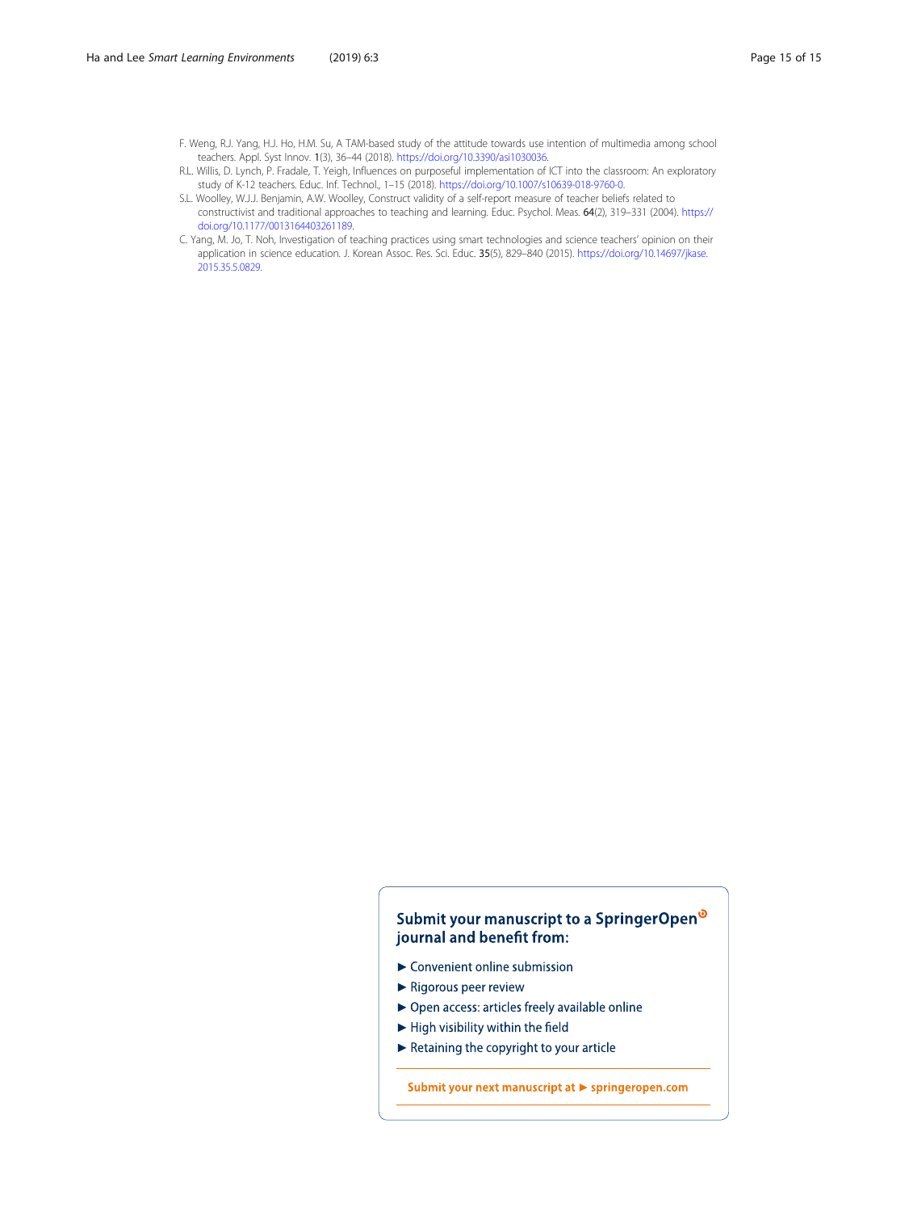F. Weng, R.J. Yang, H.J. Ho, H.M. Su, A TAM-based study of the attitude towards use intention of multimedia among school teachers. Appl. Syst Innov. **1**(3), 36–44 (2018). https://doi.org/10.3390/asi1030036.

R.L. Willis, D. Lynch, P. Fradale, T. Yeigh, Influences on purposeful implementation of ICT into the classroom: An exploratory study of K-12 teachers. Educ. Inf. Technol., 1–15 (2018). https://doi.org/10.1007/s10639-018-9760-0.

S.L. Woolley, W.J.J. Benjamin, A.W. Woolley, Construct validity of a self-report measure of teacher beliefs related to constructivist and traditional approaches to teaching and learning. Educ. Psychol. Meas. **64**(2), 319–331 (2004). https://doi.org/10.1177/0013164403261189.

C. Yang, M. Jo, T. Noh, Investigation of teaching practices using smart technologies and science teachers' opinion on their application in science education. J. Korean Assoc. Res. Sci. Educ. **35**(5), 829–840 (2015). https://doi.org/10.14697/jkase.2015.35.5.0829.

**Submit your manuscript to a SpringerOpen journal and benefit from:**

- ► Convenient online submission
- ► Rigorous peer review
- ► Open access: articles freely available online
- ► High visibility within the field
- ► Retaining the copyright to your article

**Submit your next manuscript at ► springeropen.com**